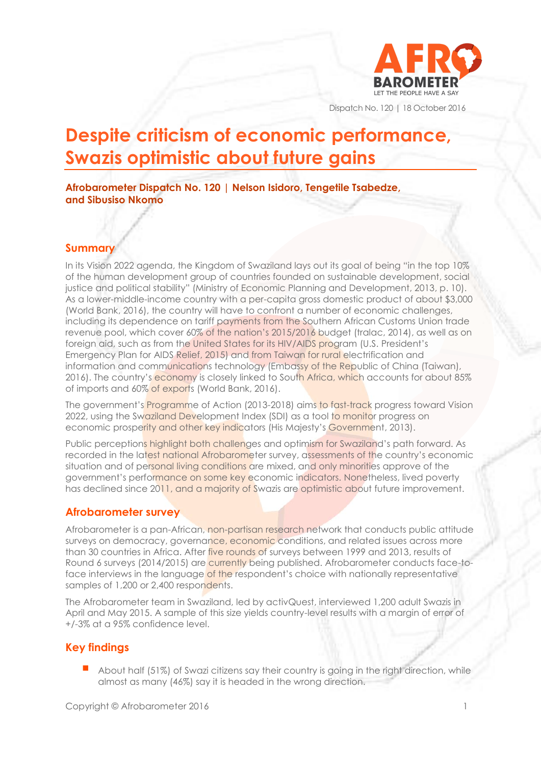Dispatch No. 120 | 18 October 2016

# Despite criticism of economic performance, Swazis optimistic about future gains

**Afrobarometer Dispatch No. 120 | Nelson Isidoro, Tengetile Tsabedze, and Sibusiso Nkomo**

## Summary

In its Vision 2022 agenda, the Kingdom of Swaziland lays out its goal of being "in the top 10% of the human development group of countries founded on sustainable development, social justice and political stability" (Ministry of Economic Planning and Development, 2013, p. 10). As a lower-middle-income country with a per-capita gross domestic product of about $3,000 (World Bank, 2016), the country will have to confront a number of economic challenges, including its dependence on tariff payments from the Southern African Customs Union trade revenue pool, which cover 60% of the nation's 2015/2016 budget (tralac, 2014), as well as on foreign aid, such as from the United States for its HIV/AIDS program (U.S. President's Emergency Plan for AIDS Relief, 2015) and from Taiwan for rural electrification and information and communications technology (Embassy of the Republic of China (Taiwan), 2016). The country's economy is closely linked to South Africa, which accounts for about 85% of imports and 60% of exports (World Bank, 2016).

The government's Programme of Action (2013-2018) aims to fast-track progress toward Vision 2022, using the Swaziland Development Index (SDI) as a tool to monitor progress on economic prosperity and other key indicators (His Majesty's Government, 2013).

Public perceptions highlight both challenges and optimism for Swaziland's path forward. As recorded in the latest national Afrobarometer survey, assessments of the country's economic situation and of personal living conditions are mixed, and only minorities approve of the government's performance on some key economic indicators. Nonetheless, lived poverty has declined since 2011, and a majority of Swazis are optimistic about future improvement.

## Afrobarometer survey

Afrobarometer is a pan-African, non-partisan research network that conducts public attitude surveys on democracy, governance, economic conditions, and related issues across more than 30 countries in Africa. After five rounds of surveys between 1999 and 2013, results of Round 6 surveys (2014/2015) are currently being published. Afrobarometer conducts face-to-face interviews in the language of the respondent's choice with nationally representative samples of 1,200 or 2,400 respondents.

The Afrobarometer team in Swaziland, led by activQuest, interviewed 1,200 adult Swazis in April and May 2015. A sample of this size yields country-level results with a margin of error of +/-3% at a 95% confidence level.

## Key findings

- About half (51%) of Swazi citizens say their country is going in the right direction, while almost as many (46%) say it is headed in the wrong direction.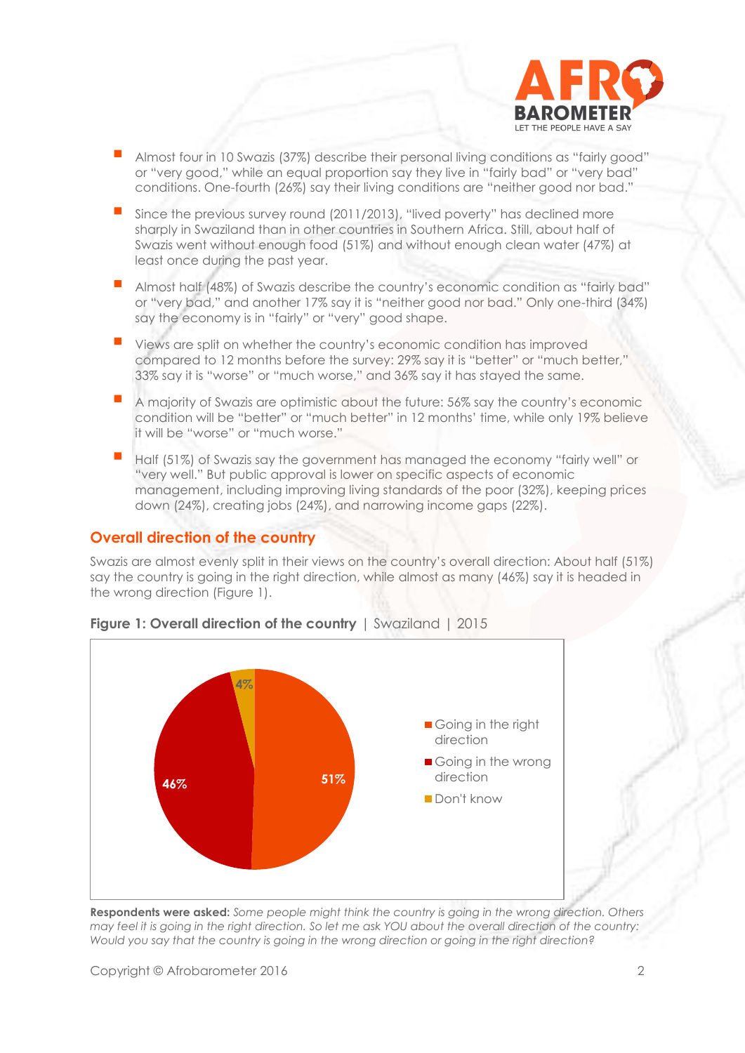- Almost four in 10 Swazis (37%) describe their personal living conditions as "fairly good" or "very good," while an equal proportion say they live in "fairly bad" or "very bad" conditions. One-fourth (26%) say their living conditions are "neither good nor bad."
- Since the previous survey round (2011/2013), "lived poverty" has declined more sharply in Swaziland than in other countries in Southern Africa. Still, about half of Swazis went without enough food (51%) and without enough clean water (47%) at least once during the past year.
- Almost half (48%) of Swazis describe the country's economic condition as "fairly bad" or "very bad," and another 17% say it is "neither good nor bad." Only one-third (34%) say the economy is in "fairly" or "very" good shape.
- Views are split on whether the country's economic condition has improved compared to 12 months before the survey: 29% say it is "better" or "much better," 33% say it is "worse" or "much worse," and 36% say it has stayed the same.
- A majority of Swazis are optimistic about the future: 56% say the country's economic condition will be "better" or "much better" in 12 months' time, while only 19% believe it will be "worse" or "much worse."
- Half (51%) of Swazis say the government has managed the economy "fairly well" or "very well." But public approval is lower on specific aspects of economic management, including improving living standards of the poor (32%), keeping prices down (24%), creating jobs (24%), and narrowing income gaps (22%).

## Overall direction of the country

Swazis are almost evenly split in their views on the country's overall direction: About half (51%) say the country is going in the right direction, while almost as many (46%) say it is headed in the wrong direction (Figure 1).

**Figure 1: Overall direction of the country** | Swaziland | 2015

| Response | % |
|---|---|
| Going in the right direction | 51% |
| Going in the wrong direction | 46% |
| Don't know | 4% |

**Respondents were asked:** *Some people might think the country is going in the wrong direction. Others may feel it is going in the right direction. So let me ask YOU about the overall direction of the country: Would you say that the country is going in the wrong direction or going in the right direction?*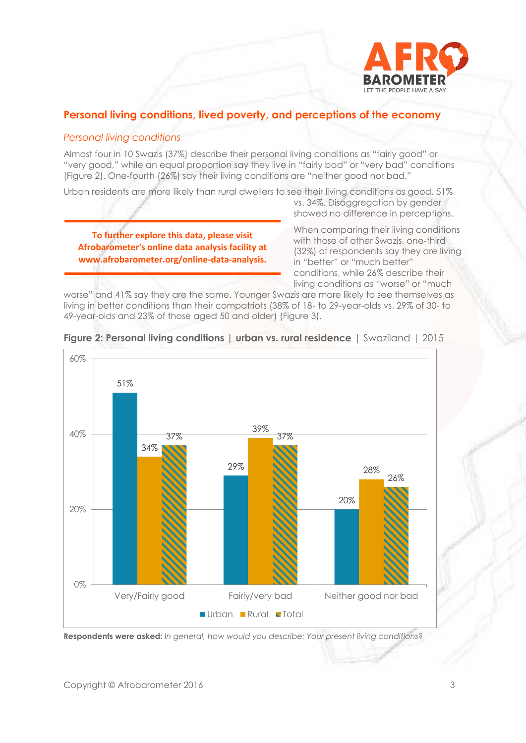## Personal living conditions, lived poverty, and perceptions of the economy

### *Personal living conditions*

Almost four in 10 Swazis (37%) describe their personal living conditions as "fairly good" or "very good," while an equal proportion say they live in "fairly bad" or "very bad" conditions (Figure 2). One-fourth (26%) say their living conditions are "neither good nor bad."

Urban residents are more likely than rural dwellers to see their living conditions as good, 51% vs. 34%. Disaggregation by gender showed no difference in perceptions.

**To further explore this data, please visit Afrobarometer's online data analysis facility at www.afrobarometer.org/online-data-analysis.**

When comparing their living conditions with those of other Swazis, one-third (32%) of respondents say they are living in "better" or "much better" conditions, while 26% describe their living conditions as "worse" or "much worse" and 41% say they are the same. Younger Swazis are more likely to see themselves as living in better conditions than their compatriots (38% of 18- to 29-year-olds vs. 29% of 30- to 49-year-olds and 23% of those aged 50 and older) (Figure 3).

**Figure 2: Personal living conditions | urban vs. rural residence** | Swaziland | 2015

| | Urban | Rural | Total |
|---|---|---|---|
| Very/Fairly good | 51% | 34% | 37% |
| Fairly/very bad | 29% | 39% | 37% |
| Neither good nor bad | 20% | 28% | 26% |

**Respondents were asked:** *In general, how would you describe: Your present living conditions?*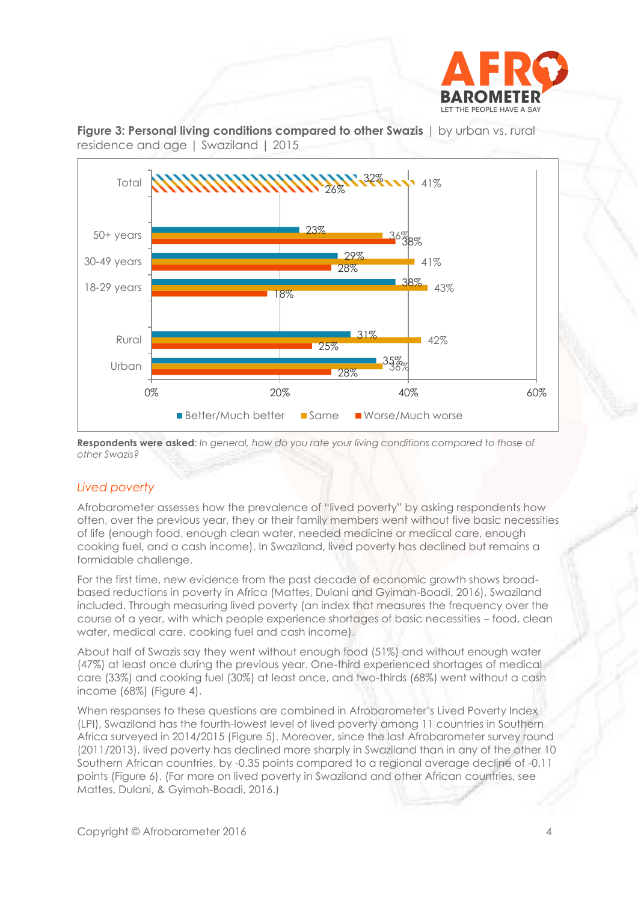**Figure 3: Personal living conditions compared to other Swazis** | by urban vs. rural residence and age | Swaziland | 2015

| | Better/Much better | Same | Worse/Much worse |
|---|---|---|---|
| Total | 32% | 41% | 26% |
| 50+ years | 23% | 36% | 38% |
| 30-49 years | 29% | 41% | 28% |
| 18-29 years | 38% | 43% | 18% |
| Rural | 31% | 42% | 25% |
| Urban | 35% | 36% | 28% |

**Respondents were asked**: *In general, how do you rate your living conditions compared to those of other Swazis?*

## *Lived poverty*

Afrobarometer assesses how the prevalence of "lived poverty" by asking respondents how often, over the previous year, they or their family members went without five basic necessities of life (enough food, enough clean water, needed medicine or medical care, enough cooking fuel, and a cash income). In Swaziland, lived poverty has declined but remains a formidable challenge.

For the first time, new evidence from the past decade of economic growth shows broad-based reductions in poverty in Africa (Mattes, Dulani and Gyimah-Boadi, 2016), Swaziland included. Through measuring lived poverty (an index that measures the frequency over the course of a year, with which people experience shortages of basic necessities – food, clean water, medical care, cooking fuel and cash income).

About half of Swazis say they went without enough food (51%) and without enough water (47%) at least once during the previous year. One-third experienced shortages of medical care (33%) and cooking fuel (30%) at least once, and two-thirds (68%) went without a cash income (68%) (Figure 4).

When responses to these questions are combined in Afrobarometer's Lived Poverty Index (LPI), Swaziland has the fourth-lowest level of lived poverty among 11 countries in Southern Africa surveyed in 2014/2015 (Figure 5). Moreover, since the last Afrobarometer survey round (2011/2013), lived poverty has declined more sharply in Swaziland than in any of the other 10 Southern African countries, by -0.35 points compared to a regional average decline of -0.11 points (Figure 6). (For more on lived poverty in Swaziland and other African countries, see Mattes, Dulani, & Gyimah-Boadi, 2016.)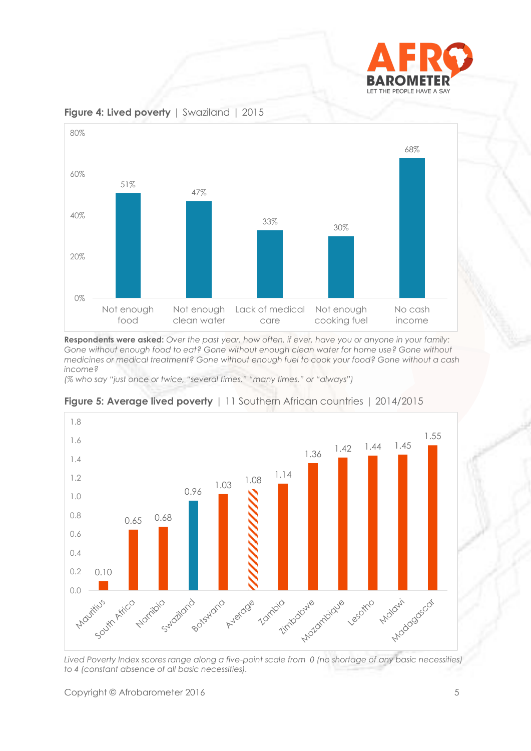**Figure 4: Lived poverty** | Swaziland | 2015

| | Not enough food | Not enough clean water | Lack of medical care | Not enough cooking fuel | No cash income |
|---|---|---|---|---|---|
| % | 51% | 47% | 33% | 30% | 68% |

**Respondents were asked:** *Over the past year, how often, if ever, have you or anyone in your family: Gone without enough food to eat? Gone without enough clean water for home use? Gone without medicines or medical treatment? Gone without enough fuel to cook your food? Gone without a cash income?*

*(% who say "just once or twice, "several times," "many times," or "always")*

**Figure 5: Average lived poverty** | 11 Southern African countries | 2014/2015

| Country | Score |
|---|---|
| Mauritius | 0.10 |
| South Africa | 0.65 |
| Namibia | 0.68 |
| Swaziland | 0.96 |
| Botswana | 1.03 |
| Average | 1.08 |
| Zambia | 1.14 |
| Zimbabwe | 1.36 |
| Mozambique | 1.42 |
| Lesotho | 1.44 |
| Malawi | 1.45 |
| Madagascar | 1.55 |

*Lived Poverty Index scores range along a five-point scale from 0 (no shortage of any basic necessities) to 4 (constant absence of all basic necessities).*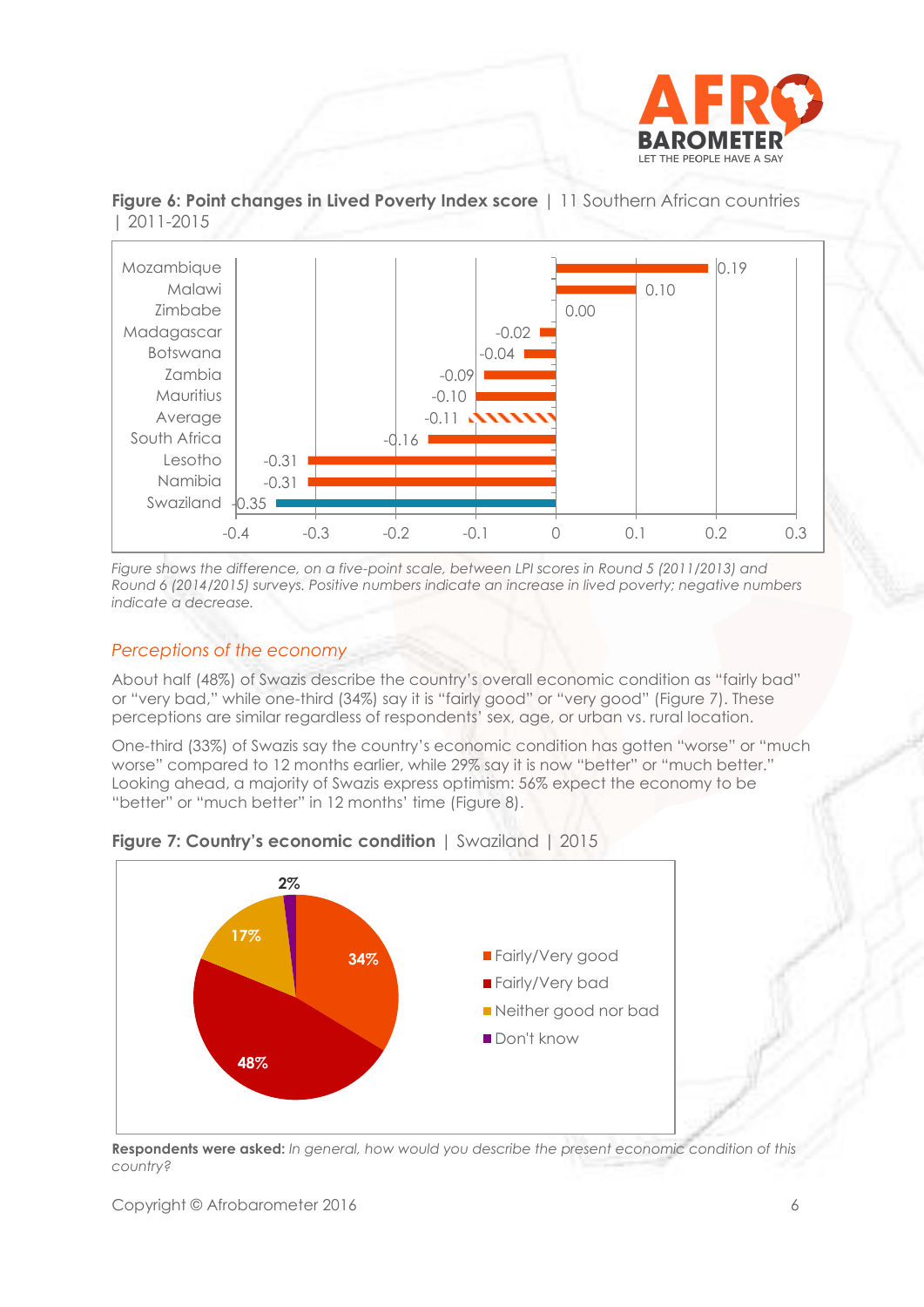**Figure 6: Point changes in Lived Poverty Index score** | 11 Southern African countries | 2011-2015

| Country | Change |
|---|---|
| Mozambique | 0.19 |
| Malawi | 0.10 |
| Zimbabe | 0.00 |
| Madagascar | -0.02 |
| Botswana | -0.04 |
| Zambia | -0.09 |
| Mauritius | -0.10 |
| Average | -0.11 |
| South Africa | -0.16 |
| Lesotho | -0.31 |
| Namibia | -0.31 |
| Swaziland | -0.35 |

*Figure shows the difference, on a five-point scale, between LPI scores in Round 5 (2011/2013) and Round 6 (2014/2015) surveys. Positive numbers indicate an increase in lived poverty; negative numbers indicate a decrease.*

## Perceptions of the economy

About half (48%) of Swazis describe the country's overall economic condition as "fairly bad" or "very bad," while one-third (34%) say it is "fairly good" or "very good" (Figure 7). These perceptions are similar regardless of respondents' sex, age, or urban vs. rural location.

One-third (33%) of Swazis say the country's economic condition has gotten "worse" or "much worse" compared to 12 months earlier, while 29% say it is now "better" or "much better." Looking ahead, a majority of Swazis express optimism: 56% expect the economy to be "better" or "much better" in 12 months' time (Figure 8).

**Figure 7: Country's economic condition** | Swaziland | 2015

| Response | % |
|---|---|
| Fairly/Very good | 34% |
| Fairly/Very bad | 48% |
| Neither good nor bad | 17% |
| Don't know | 2% |

**Respondents were asked:** *In general, how would you describe the present economic condition of this country?*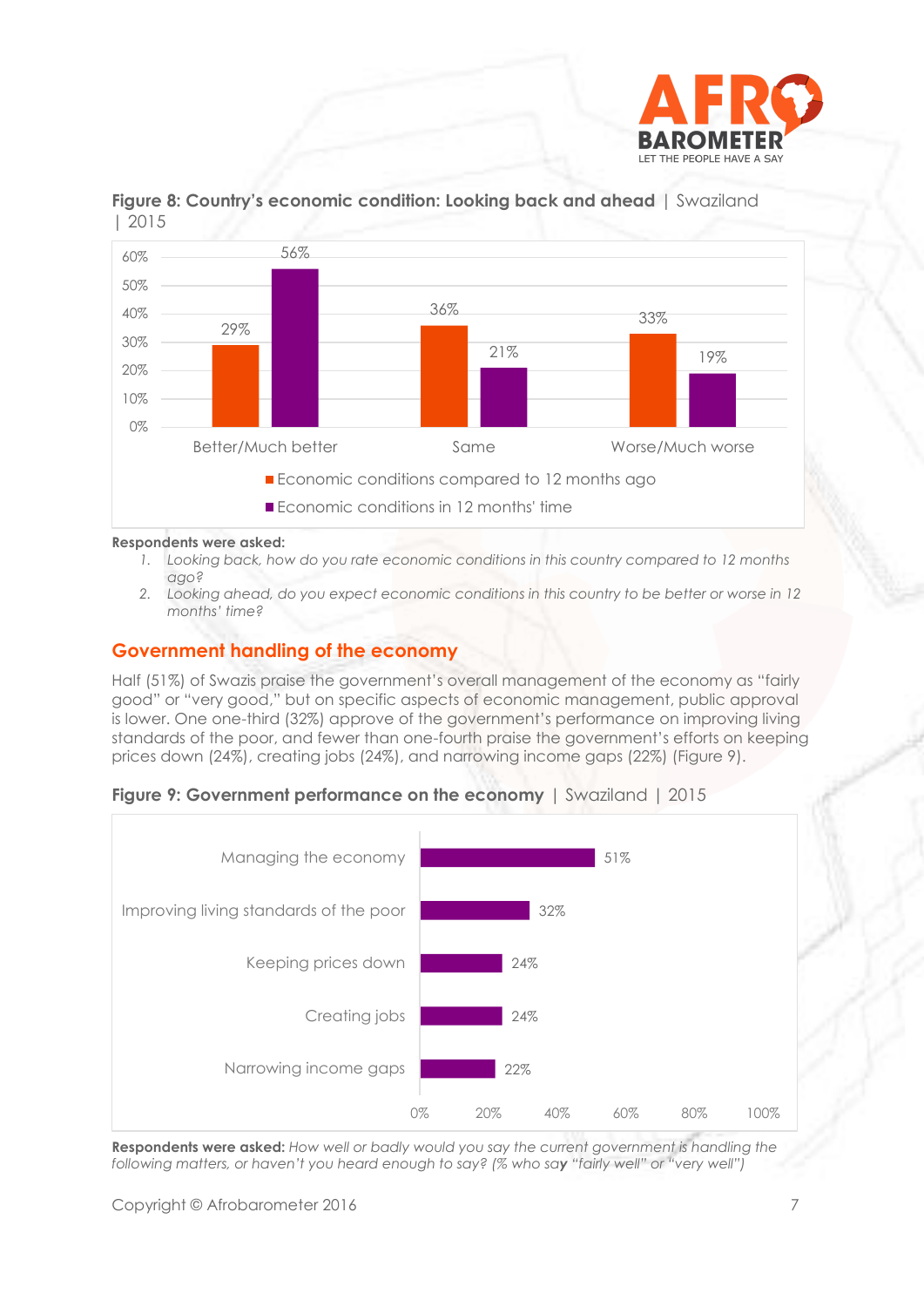**Figure 8: Country's economic condition: Looking back and ahead** | Swaziland | 2015

| | Better/Much better | Same | Worse/Much worse |
|---|---|---|---|
| Economic conditions compared to 12 months ago | 29% | 36% | 33% |
| Economic conditions in 12 months' time | 56% | 21% | 19% |

**Respondents were asked:**

1. *Looking back, how do you rate economic conditions in this country compared to 12 months ago?*
2. *Looking ahead, do you expect economic conditions in this country to be better or worse in 12 months' time?*

## Government handling of the economy

Half (51%) of Swazis praise the government's overall management of the economy as "fairly good" or "very good," but on specific aspects of economic management, public approval is lower. One one-third (32%) approve of the government's performance on improving living standards of the poor, and fewer than one-fourth praise the government's efforts on keeping prices down (24%), creating jobs (24%), and narrowing income gaps (22%) (Figure 9).

**Figure 9: Government performance on the economy** | Swaziland | 2015

| | % |
|---|---|
| Managing the economy | 51% |
| Improving living standards of the poor | 32% |
| Keeping prices down | 24% |
| Creating jobs | 24% |
| Narrowing income gaps | 22% |

**Respondents were asked:** *How well or badly would you say the current government is handling the following matters, or haven't you heard enough to say? (% who say "fairly well" or "very well")*

Copyright © Afrobarometer 2016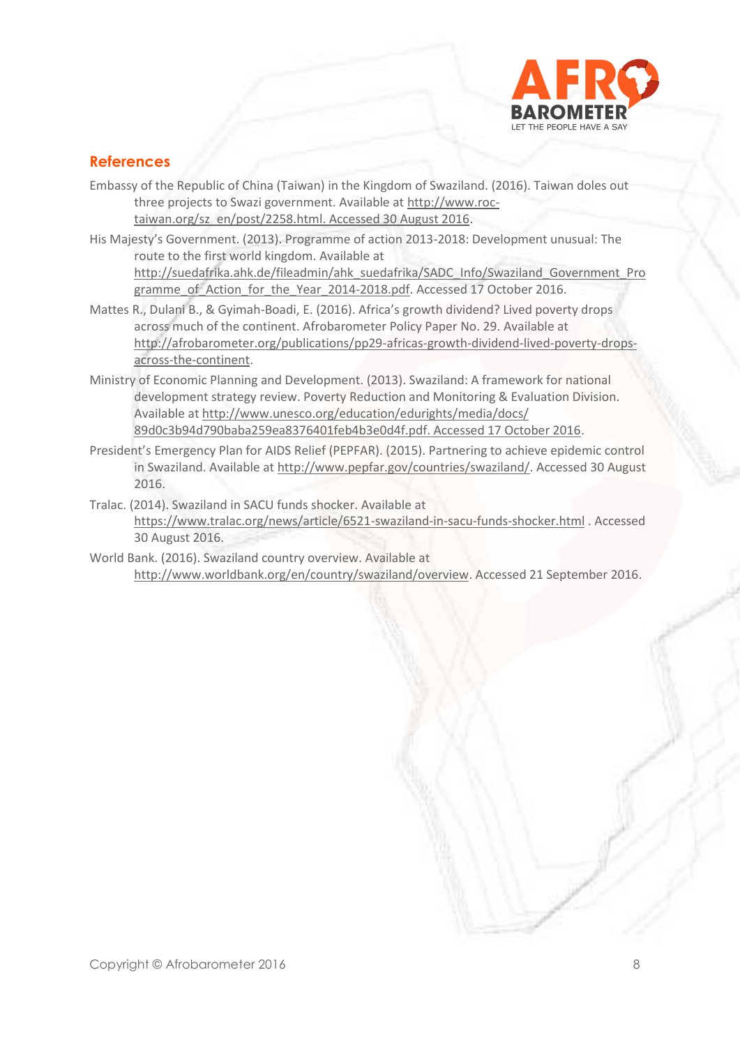## References

Embassy of the Republic of China (Taiwan) in the Kingdom of Swaziland. (2016). Taiwan doles out three projects to Swazi government. Available at http://www.roc-taiwan.org/sz_en/post/2258.html. Accessed 30 August 2016.

His Majesty's Government. (2013). Programme of action 2013-2018: Development unusual: The route to the first world kingdom. Available at http://suedafrika.ahk.de/fileadmin/ahk_suedafrika/SADC_Info/Swaziland_Government_Programme_of_Action_for_the_Year_2014-2018.pdf. Accessed 17 October 2016.

Mattes R., Dulani B., & Gyimah-Boadi, E. (2016). Africa's growth dividend? Lived poverty drops across much of the continent. Afrobarometer Policy Paper No. 29. Available at http://afrobarometer.org/publications/pp29-africas-growth-dividend-lived-poverty-drops-across-the-continent.

Ministry of Economic Planning and Development. (2013). Swaziland: A framework for national development strategy review. Poverty Reduction and Monitoring & Evaluation Division. Available at http://www.unesco.org/education/edurights/media/docs/89d0c3b94d790baba259ea8376401feb4b3e0d4f.pdf. Accessed 17 October 2016.

President's Emergency Plan for AIDS Relief (PEPFAR). (2015). Partnering to achieve epidemic control in Swaziland. Available at http://www.pepfar.gov/countries/swaziland/. Accessed 30 August 2016.

Tralac. (2014). Swaziland in SACU funds shocker. Available at https://www.tralac.org/news/article/6521-swaziland-in-sacu-funds-shocker.html . Accessed 30 August 2016.

World Bank. (2016). Swaziland country overview. Available at http://www.worldbank.org/en/country/swaziland/overview. Accessed 21 September 2016.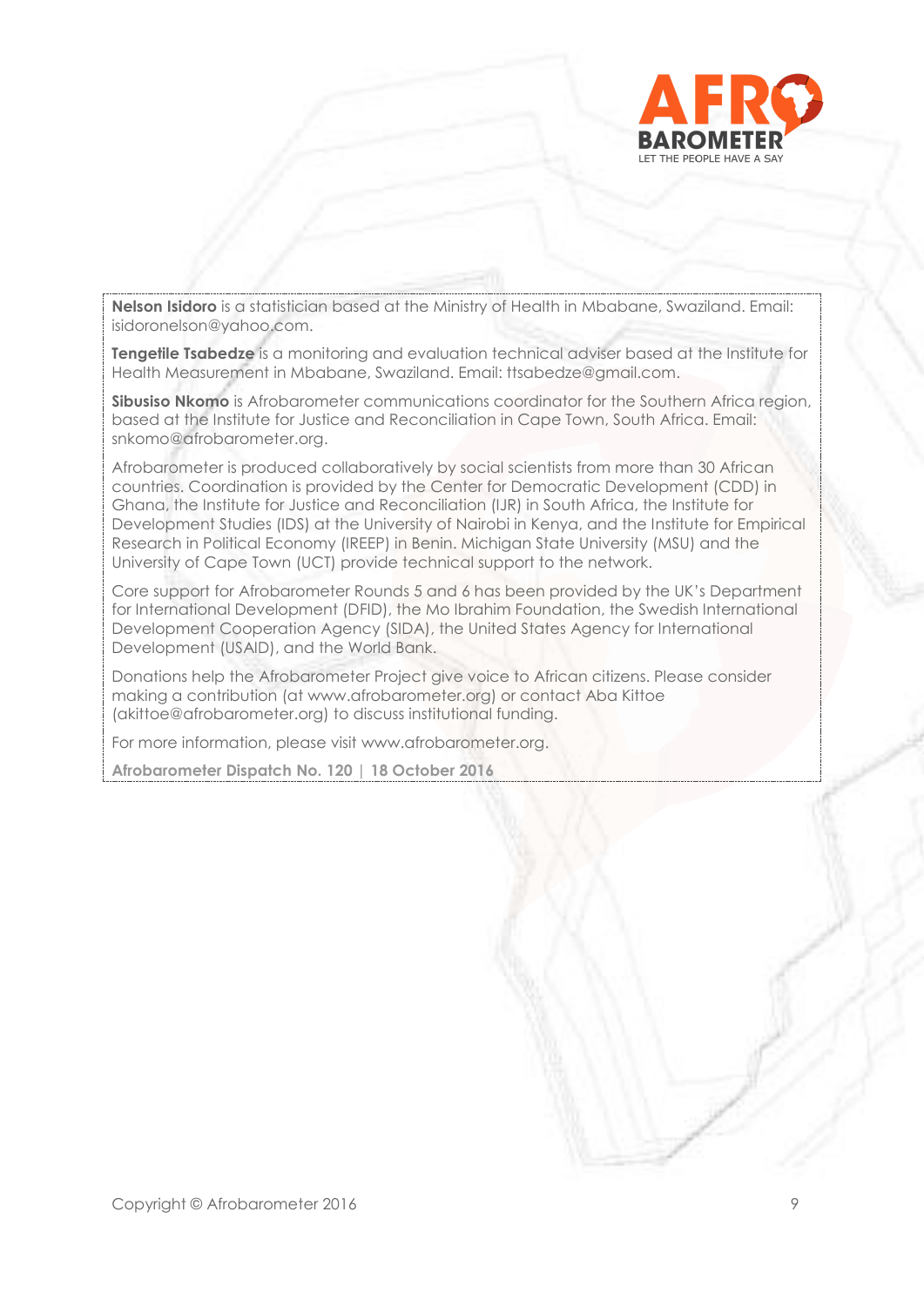**Nelson Isidoro** is a statistician based at the Ministry of Health in Mbabane, Swaziland. Email: isidoronelson@yahoo.com.

**Tengetile Tsabedze** is a monitoring and evaluation technical adviser based at the Institute for Health Measurement in Mbabane, Swaziland. Email: ttsabedze@gmail.com.

**Sibusiso Nkomo** is Afrobarometer communications coordinator for the Southern Africa region, based at the Institute for Justice and Reconciliation in Cape Town, South Africa. Email: snkomo@afrobarometer.org.

Afrobarometer is produced collaboratively by social scientists from more than 30 African countries. Coordination is provided by the Center for Democratic Development (CDD) in Ghana, the Institute for Justice and Reconciliation (IJR) in South Africa, the Institute for Development Studies (IDS) at the University of Nairobi in Kenya, and the Institute for Empirical Research in Political Economy (IREEP) in Benin. Michigan State University (MSU) and the University of Cape Town (UCT) provide technical support to the network.

Core support for Afrobarometer Rounds 5 and 6 has been provided by the UK's Department for International Development (DFID), the Mo Ibrahim Foundation, the Swedish International Development Cooperation Agency (SIDA), the United States Agency for International Development (USAID), and the World Bank.

Donations help the Afrobarometer Project give voice to African citizens. Please consider making a contribution (at www.afrobarometer.org) or contact Aba Kittoe (akittoe@afrobarometer.org) to discuss institutional funding.

For more information, please visit www.afrobarometer.org.

**Afrobarometer Dispatch No. 120 | 18 October 2016**

Copyright © Afrobarometer 2016